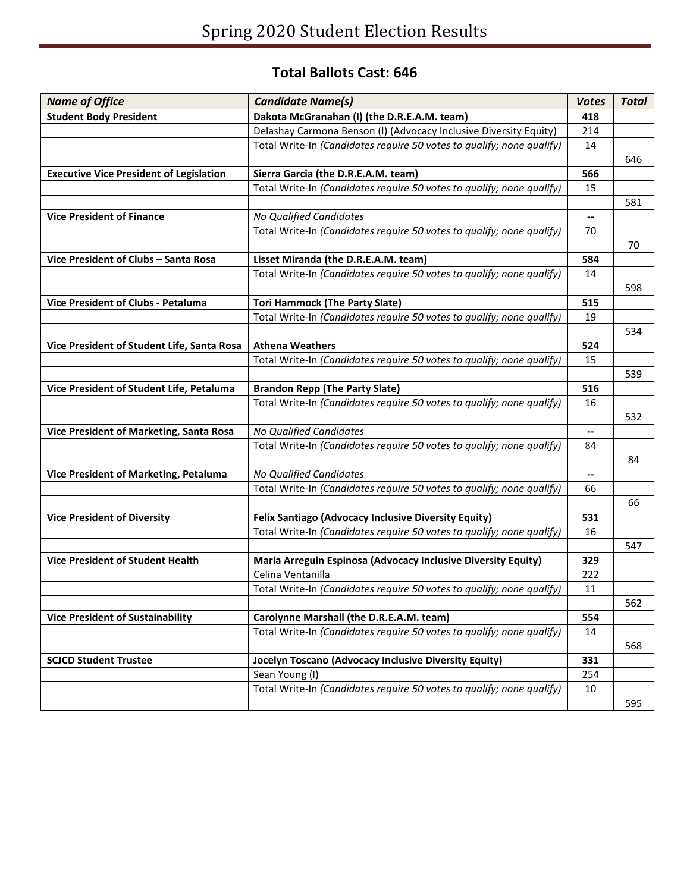# Spring 2020 Student Election Results

## Total Ballots Cast: 646

| *Name of Office* | *Candidate Name(s)* | *Votes* | *Total* |
|---|---|---|---|
| **Student Body President** | **Dakota McGranahan (I) (the D.R.E.A.M. team)** | **418** | |
| | Delashay Carmona Benson (I) (Advocacy Inclusive Diversity Equity) | 214 | |
| | Total Write-In *(Candidates require 50 votes to qualify; none qualify)* | 14 | |
| | | | 646 |
| **Executive Vice President of Legislation** | **Sierra Garcia (the D.R.E.A.M. team)** | **566** | |
| | Total Write-In *(Candidates require 50 votes to qualify; none qualify)* | 15 | |
| | | | 581 |
| **Vice President of Finance** | *No Qualified Candidates* | -- | |
| | Total Write-In *(Candidates require 50 votes to qualify; none qualify)* | 70 | |
| | | | 70 |
| **Vice President of Clubs – Santa Rosa** | **Lisset Miranda (the D.R.E.A.M. team)** | **584** | |
| | Total Write-In *(Candidates require 50 votes to qualify; none qualify)* | 14 | |
| | | | 598 |
| **Vice President of Clubs - Petaluma** | **Tori Hammock (The Party Slate)** | **515** | |
| | Total Write-In *(Candidates require 50 votes to qualify; none qualify)* | 19 | |
| | | | 534 |
| **Vice President of Student Life, Santa Rosa** | **Athena Weathers** | **524** | |
| | Total Write-In *(Candidates require 50 votes to qualify; none qualify)* | 15 | |
| | | | 539 |
| **Vice President of Student Life, Petaluma** | **Brandon Repp (The Party Slate)** | **516** | |
| | Total Write-In *(Candidates require 50 votes to qualify; none qualify)* | 16 | |
| | | | 532 |
| **Vice President of Marketing, Santa Rosa** | *No Qualified Candidates* | -- | |
| | Total Write-In *(Candidates require 50 votes to qualify; none qualify)* | 84 | |
| | | | 84 |
| **Vice President of Marketing, Petaluma** | *No Qualified Candidates* | -- | |
| | Total Write-In *(Candidates require 50 votes to qualify; none qualify)* | 66 | |
| | | | 66 |
| **Vice President of Diversity** | **Felix Santiago (Advocacy Inclusive Diversity Equity)** | **531** | |
| | Total Write-In *(Candidates require 50 votes to qualify; none qualify)* | 16 | |
| | | | 547 |
| **Vice President of Student Health** | **Maria Arreguin Espinosa (Advocacy Inclusive Diversity Equity)** | **329** | |
| | Celina Ventanilla | 222 | |
| | Total Write-In *(Candidates require 50 votes to qualify; none qualify)* | 11 | |
| | | | 562 |
| **Vice President of Sustainability** | **Carolynne Marshall (the D.R.E.A.M. team)** | **554** | |
| | Total Write-In *(Candidates require 50 votes to qualify; none qualify)* | 14 | |
| | | | 568 |
| **SCJCD Student Trustee** | **Jocelyn Toscano (Advocacy Inclusive Diversity Equity)** | **331** | |
| | Sean Young (I) | 254 | |
| | Total Write-In *(Candidates require 50 votes to qualify; none qualify)* | 10 | |
| | | | 595 |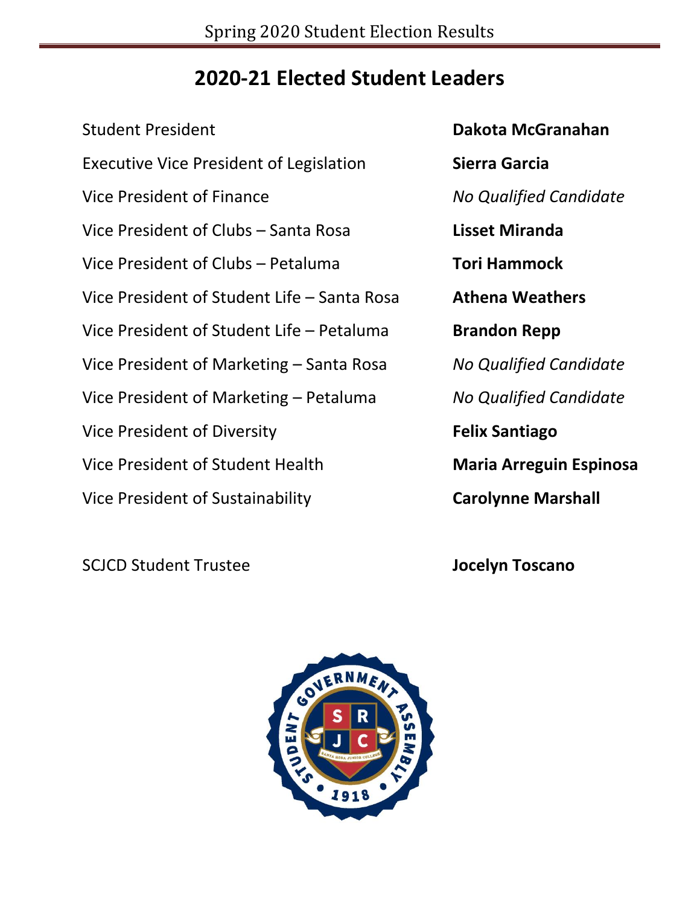# 2020-21 Elected Student Leaders

| | |
|---|---|
| Student President | **Dakota McGranahan** |
| Executive Vice President of Legislation | **Sierra Garcia** |
| Vice President of Finance | *No Qualified Candidate* |
| Vice President of Clubs – Santa Rosa | **Lisset Miranda** |
| Vice President of Clubs – Petaluma | **Tori Hammock** |
| Vice President of Student Life – Santa Rosa | **Athena Weathers** |
| Vice President of Student Life – Petaluma | **Brandon Repp** |
| Vice President of Marketing – Santa Rosa | *No Qualified Candidate* |
| Vice President of Marketing – Petaluma | *No Qualified Candidate* |
| Vice President of Diversity | **Felix Santiago** |
| Vice President of Student Health | **Maria Arreguin Espinosa** |
| Vice President of Sustainability | **Carolynne Marshall** |
| | |
| SCJCD Student Trustee | **Jocelyn Toscano** |